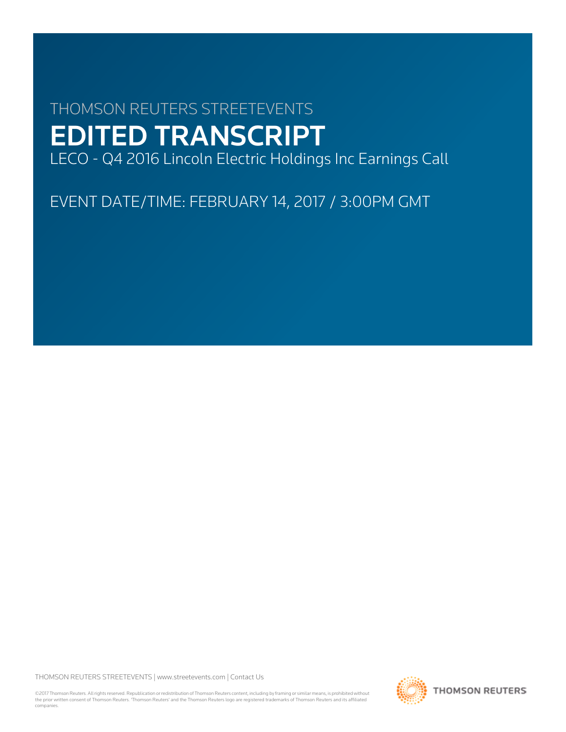THOMSON REUTERS STREETEVENTS

# EDITED TRANSCRIPT

LECO - Q4 2016 Lincoln Electric Holdings Inc Earnings Call

EVENT DATE/TIME: FEBRUARY 14, 2017 / 3:00PM GMT

THOMSON REUTERS STREETEVENTS | www.streetevents.com | Contact Us

©2017 Thomson Reuters. All rights reserved. Republication or redistribution of Thomson Reuters content, including by framing or similar means, is prohibited without the prior written consent of Thomson Reuters. 'Thomson Reuters' and the Thomson Reuters logo are registered trademarks of Thomson Reuters and its affiliated companies.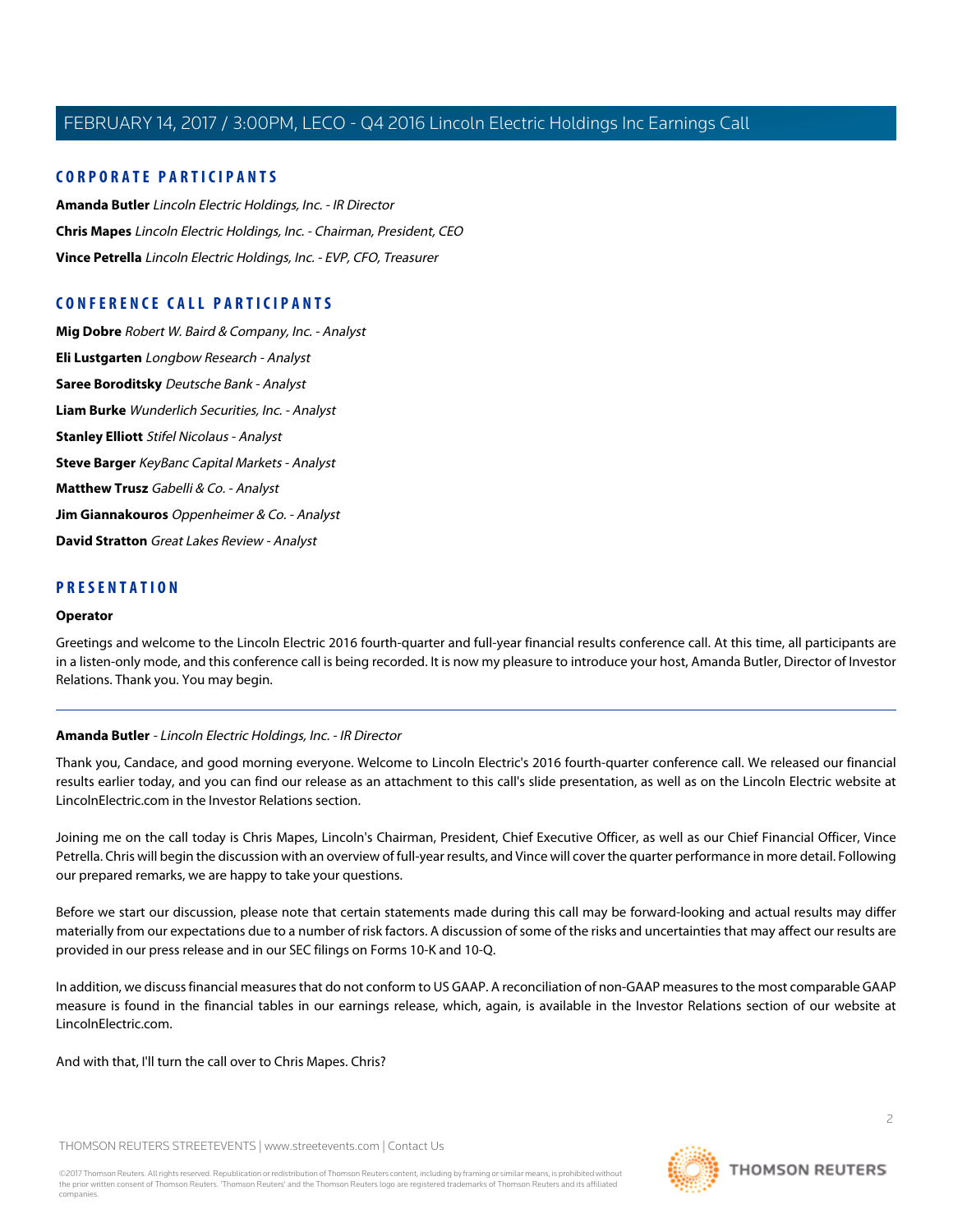## CORPORATE PARTICIPANTS

**Amanda Butler** *Lincoln Electric Holdings, Inc. - IR Director*

**Chris Mapes** *Lincoln Electric Holdings, Inc. - Chairman, President, CEO*

**Vince Petrella** *Lincoln Electric Holdings, Inc. - EVP, CFO, Treasurer*

## CONFERENCE CALL PARTICIPANTS

**Mig Dobre** *Robert W. Baird & Company, Inc. - Analyst*

**Eli Lustgarten** *Longbow Research - Analyst*

**Saree Boroditsky** *Deutsche Bank - Analyst*

**Liam Burke** *Wunderlich Securities, Inc. - Analyst*

**Stanley Elliott** *Stifel Nicolaus - Analyst*

**Steve Barger** *KeyBanc Capital Markets - Analyst*

**Matthew Trusz** *Gabelli & Co. - Analyst*

**Jim Giannakouros** *Oppenheimer & Co. - Analyst*

**David Stratton** *Great Lakes Review - Analyst*

## PRESENTATION

**Operator**

Greetings and welcome to the Lincoln Electric 2016 fourth-quarter and full-year financial results conference call. At this time, all participants are in a listen-only mode, and this conference call is being recorded. It is now my pleasure to introduce your host, Amanda Butler, Director of Investor Relations. Thank you. You may begin.

---

**Amanda Butler** - *Lincoln Electric Holdings, Inc. - IR Director*

Thank you, Candace, and good morning everyone. Welcome to Lincoln Electric's 2016 fourth-quarter conference call. We released our financial results earlier today, and you can find our release as an attachment to this call's slide presentation, as well as on the Lincoln Electric website at LincolnElectric.com in the Investor Relations section.

Joining me on the call today is Chris Mapes, Lincoln's Chairman, President, Chief Executive Officer, as well as our Chief Financial Officer, Vince Petrella. Chris will begin the discussion with an overview of full-year results, and Vince will cover the quarter performance in more detail. Following our prepared remarks, we are happy to take your questions.

Before we start our discussion, please note that certain statements made during this call may be forward-looking and actual results may differ materially from our expectations due to a number of risk factors. A discussion of some of the risks and uncertainties that may affect our results are provided in our press release and in our SEC filings on Forms 10-K and 10-Q.

In addition, we discuss financial measures that do not conform to US GAAP. A reconciliation of non-GAAP measures to the most comparable GAAP measure is found in the financial tables in our earnings release, which, again, is available in the Investor Relations section of our website at LincolnElectric.com.

And with that, I'll turn the call over to Chris Mapes. Chris?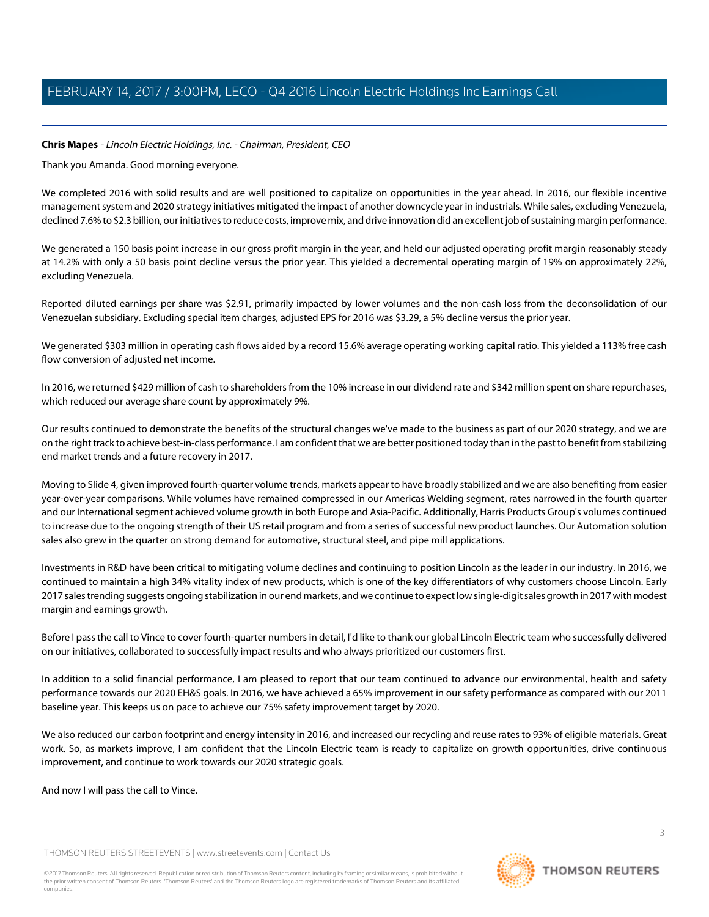**Chris Mapes** - *Lincoln Electric Holdings, Inc. - Chairman, President, CEO*

Thank you Amanda. Good morning everyone.

We completed 2016 with solid results and are well positioned to capitalize on opportunities in the year ahead. In 2016, our flexible incentive management system and 2020 strategy initiatives mitigated the impact of another downcycle year in industrials. While sales, excluding Venezuela, declined 7.6% to $2.3 billion, our initiatives to reduce costs, improve mix, and drive innovation did an excellent job of sustaining margin performance.

We generated a 150 basis point increase in our gross profit margin in the year, and held our adjusted operating profit margin reasonably steady at 14.2% with only a 50 basis point decline versus the prior year. This yielded a decremental operating margin of 19% on approximately 22%, excluding Venezuela.

Reported diluted earnings per share was $2.91, primarily impacted by lower volumes and the non-cash loss from the deconsolidation of our Venezuelan subsidiary. Excluding special item charges, adjusted EPS for 2016 was $3.29, a 5% decline versus the prior year.

We generated $303 million in operating cash flows aided by a record 15.6% average operating working capital ratio. This yielded a 113% free cash flow conversion of adjusted net income.

In 2016, we returned $429 million of cash to shareholders from the 10% increase in our dividend rate and $342 million spent on share repurchases, which reduced our average share count by approximately 9%.

Our results continued to demonstrate the benefits of the structural changes we've made to the business as part of our 2020 strategy, and we are on the right track to achieve best-in-class performance. I am confident that we are better positioned today than in the past to benefit from stabilizing end market trends and a future recovery in 2017.

Moving to Slide 4, given improved fourth-quarter volume trends, markets appear to have broadly stabilized and we are also benefiting from easier year-over-year comparisons. While volumes have remained compressed in our Americas Welding segment, rates narrowed in the fourth quarter and our International segment achieved volume growth in both Europe and Asia-Pacific. Additionally, Harris Products Group's volumes continued to increase due to the ongoing strength of their US retail program and from a series of successful new product launches. Our Automation solution sales also grew in the quarter on strong demand for automotive, structural steel, and pipe mill applications.

Investments in R&D have been critical to mitigating volume declines and continuing to position Lincoln as the leader in our industry. In 2016, we continued to maintain a high 34% vitality index of new products, which is one of the key differentiators of why customers choose Lincoln. Early 2017 sales trending suggests ongoing stabilization in our end markets, and we continue to expect low single-digit sales growth in 2017 with modest margin and earnings growth.

Before I pass the call to Vince to cover fourth-quarter numbers in detail, I'd like to thank our global Lincoln Electric team who successfully delivered on our initiatives, collaborated to successfully impact results and who always prioritized our customers first.

In addition to a solid financial performance, I am pleased to report that our team continued to advance our environmental, health and safety performance towards our 2020 EH&S goals. In 2016, we have achieved a 65% improvement in our safety performance as compared with our 2011 baseline year. This keeps us on pace to achieve our 75% safety improvement target by 2020.

We also reduced our carbon footprint and energy intensity in 2016, and increased our recycling and reuse rates to 93% of eligible materials. Great work. So, as markets improve, I am confident that the Lincoln Electric team is ready to capitalize on growth opportunities, drive continuous improvement, and continue to work towards our 2020 strategic goals.

And now I will pass the call to Vince.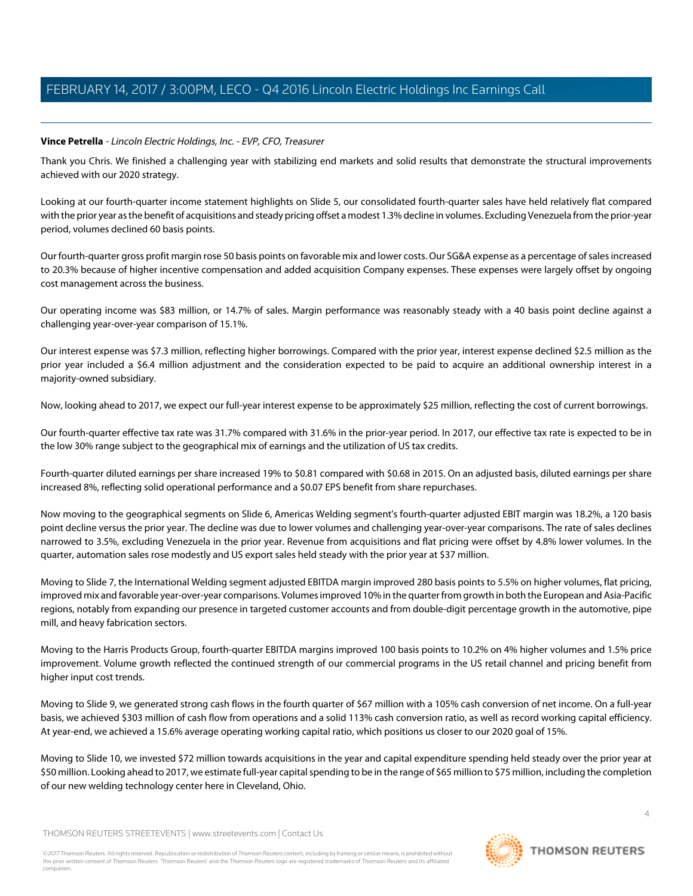**Vince Petrella** - *Lincoln Electric Holdings, Inc. - EVP, CFO, Treasurer*

Thank you Chris. We finished a challenging year with stabilizing end markets and solid results that demonstrate the structural improvements achieved with our 2020 strategy.

Looking at our fourth-quarter income statement highlights on Slide 5, our consolidated fourth-quarter sales have held relatively flat compared with the prior year as the benefit of acquisitions and steady pricing offset a modest 1.3% decline in volumes. Excluding Venezuela from the prior-year period, volumes declined 60 basis points.

Our fourth-quarter gross profit margin rose 50 basis points on favorable mix and lower costs. Our SG&A expense as a percentage of sales increased to 20.3% because of higher incentive compensation and added acquisition Company expenses. These expenses were largely offset by ongoing cost management across the business.

Our operating income was $83 million, or 14.7% of sales. Margin performance was reasonably steady with a 40 basis point decline against a challenging year-over-year comparison of 15.1%.

Our interest expense was $7.3 million, reflecting higher borrowings. Compared with the prior year, interest expense declined $2.5 million as the prior year included a $6.4 million adjustment and the consideration expected to be paid to acquire an additional ownership interest in a majority-owned subsidiary.

Now, looking ahead to 2017, we expect our full-year interest expense to be approximately $25 million, reflecting the cost of current borrowings.

Our fourth-quarter effective tax rate was 31.7% compared with 31.6% in the prior-year period. In 2017, our effective tax rate is expected to be in the low 30% range subject to the geographical mix of earnings and the utilization of US tax credits.

Fourth-quarter diluted earnings per share increased 19% to $0.81 compared with $0.68 in 2015. On an adjusted basis, diluted earnings per share increased 8%, reflecting solid operational performance and a $0.07 EPS benefit from share repurchases.

Now moving to the geographical segments on Slide 6, Americas Welding segment's fourth-quarter adjusted EBIT margin was 18.2%, a 120 basis point decline versus the prior year. The decline was due to lower volumes and challenging year-over-year comparisons. The rate of sales declines narrowed to 3.5%, excluding Venezuela in the prior year. Revenue from acquisitions and flat pricing were offset by 4.8% lower volumes. In the quarter, automation sales rose modestly and US export sales held steady with the prior year at $37 million.

Moving to Slide 7, the International Welding segment adjusted EBITDA margin improved 280 basis points to 5.5% on higher volumes, flat pricing, improved mix and favorable year-over-year comparisons. Volumes improved 10% in the quarter from growth in both the European and Asia-Pacific regions, notably from expanding our presence in targeted customer accounts and from double-digit percentage growth in the automotive, pipe mill, and heavy fabrication sectors.

Moving to the Harris Products Group, fourth-quarter EBITDA margins improved 100 basis points to 10.2% on 4% higher volumes and 1.5% price improvement. Volume growth reflected the continued strength of our commercial programs in the US retail channel and pricing benefit from higher input cost trends.

Moving to Slide 9, we generated strong cash flows in the fourth quarter of $67 million with a 105% cash conversion of net income. On a full-year basis, we achieved $303 million of cash flow from operations and a solid 113% cash conversion ratio, as well as record working capital efficiency. At year-end, we achieved a 15.6% average operating working capital ratio, which positions us closer to our 2020 goal of 15%.

Moving to Slide 10, we invested $72 million towards acquisitions in the year and capital expenditure spending held steady over the prior year at $50 million. Looking ahead to 2017, we estimate full-year capital spending to be in the range of $65 million to $75 million, including the completion of our new welding technology center here in Cleveland, Ohio.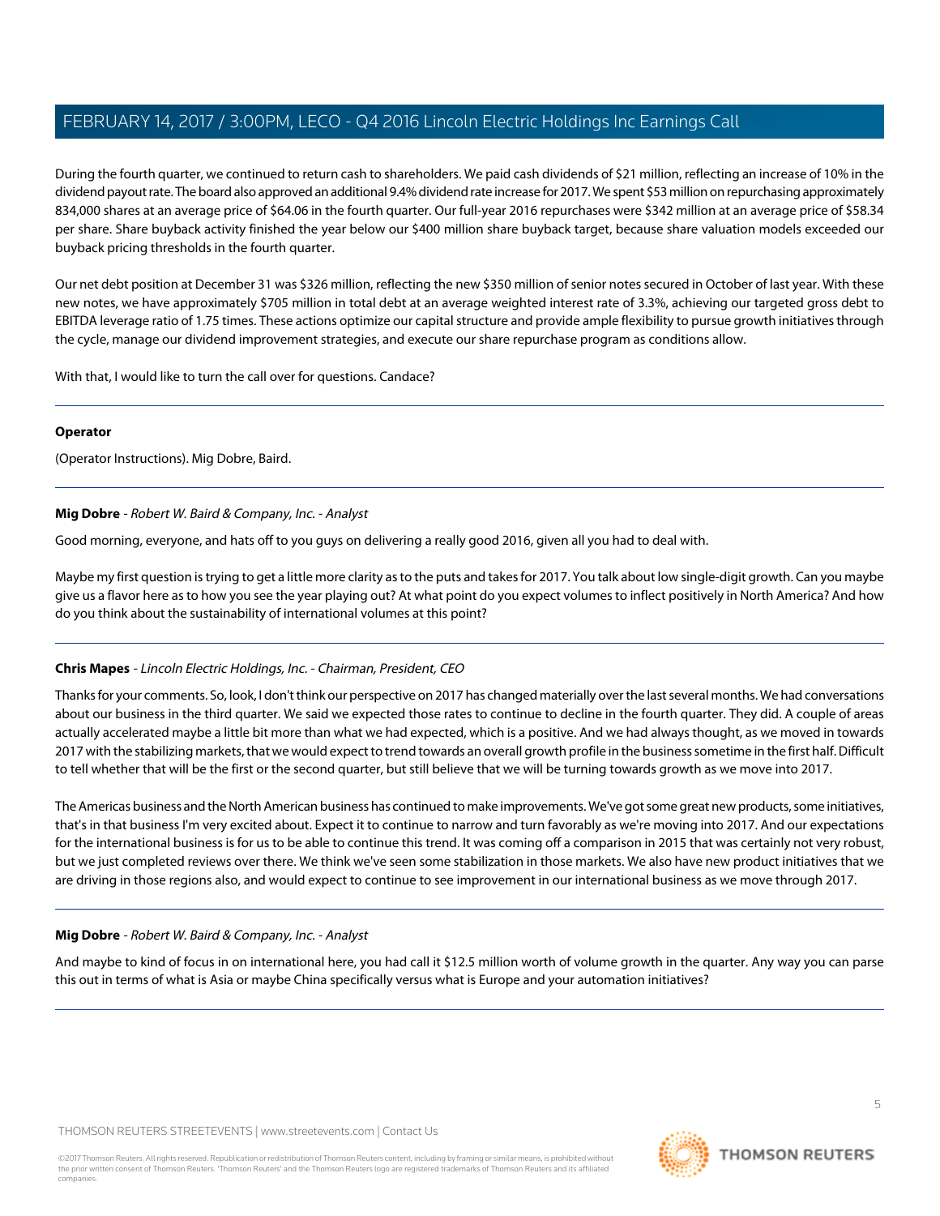During the fourth quarter, we continued to return cash to shareholders. We paid cash dividends of $21 million, reflecting an increase of 10% in the dividend payout rate. The board also approved an additional 9.4% dividend rate increase for 2017. We spent $53 million on repurchasing approximately 834,000 shares at an average price of $64.06 in the fourth quarter. Our full-year 2016 repurchases were $342 million at an average price of $58.34 per share. Share buyback activity finished the year below our $400 million share buyback target, because share valuation models exceeded our buyback pricing thresholds in the fourth quarter.

Our net debt position at December 31 was $326 million, reflecting the new $350 million of senior notes secured in October of last year. With these new notes, we have approximately $705 million in total debt at an average weighted interest rate of 3.3%, achieving our targeted gross debt to EBITDA leverage ratio of 1.75 times. These actions optimize our capital structure and provide ample flexibility to pursue growth initiatives through the cycle, manage our dividend improvement strategies, and execute our share repurchase program as conditions allow.

With that, I would like to turn the call over for questions. Candace?

---

**Operator**

(Operator Instructions). Mig Dobre, Baird.

---

**Mig Dobre** - *Robert W. Baird & Company, Inc. - Analyst*

Good morning, everyone, and hats off to you guys on delivering a really good 2016, given all you had to deal with.

Maybe my first question is trying to get a little more clarity as to the puts and takes for 2017. You talk about low single-digit growth. Can you maybe give us a flavor here as to how you see the year playing out? At what point do you expect volumes to inflect positively in North America? And how do you think about the sustainability of international volumes at this point?

---

**Chris Mapes** - *Lincoln Electric Holdings, Inc. - Chairman, President, CEO*

Thanks for your comments. So, look, I don't think our perspective on 2017 has changed materially over the last several months. We had conversations about our business in the third quarter. We said we expected those rates to continue to decline in the fourth quarter. They did. A couple of areas actually accelerated maybe a little bit more than what we had expected, which is a positive. And we had always thought, as we moved in towards 2017 with the stabilizing markets, that we would expect to trend towards an overall growth profile in the business sometime in the first half. Difficult to tell whether that will be the first or the second quarter, but still believe that we will be turning towards growth as we move into 2017.

The Americas business and the North American business has continued to make improvements. We've got some great new products, some initiatives, that's in that business I'm very excited about. Expect it to continue to narrow and turn favorably as we're moving into 2017. And our expectations for the international business is for us to be able to continue this trend. It was coming off a comparison in 2015 that was certainly not very robust, but we just completed reviews over there. We think we've seen some stabilization in those markets. We also have new product initiatives that we are driving in those regions also, and would expect to continue to see improvement in our international business as we move through 2017.

---

**Mig Dobre** - *Robert W. Baird & Company, Inc. - Analyst*

And maybe to kind of focus in on international here, you had call it $12.5 million worth of volume growth in the quarter. Any way you can parse this out in terms of what is Asia or maybe China specifically versus what is Europe and your automation initiatives?

---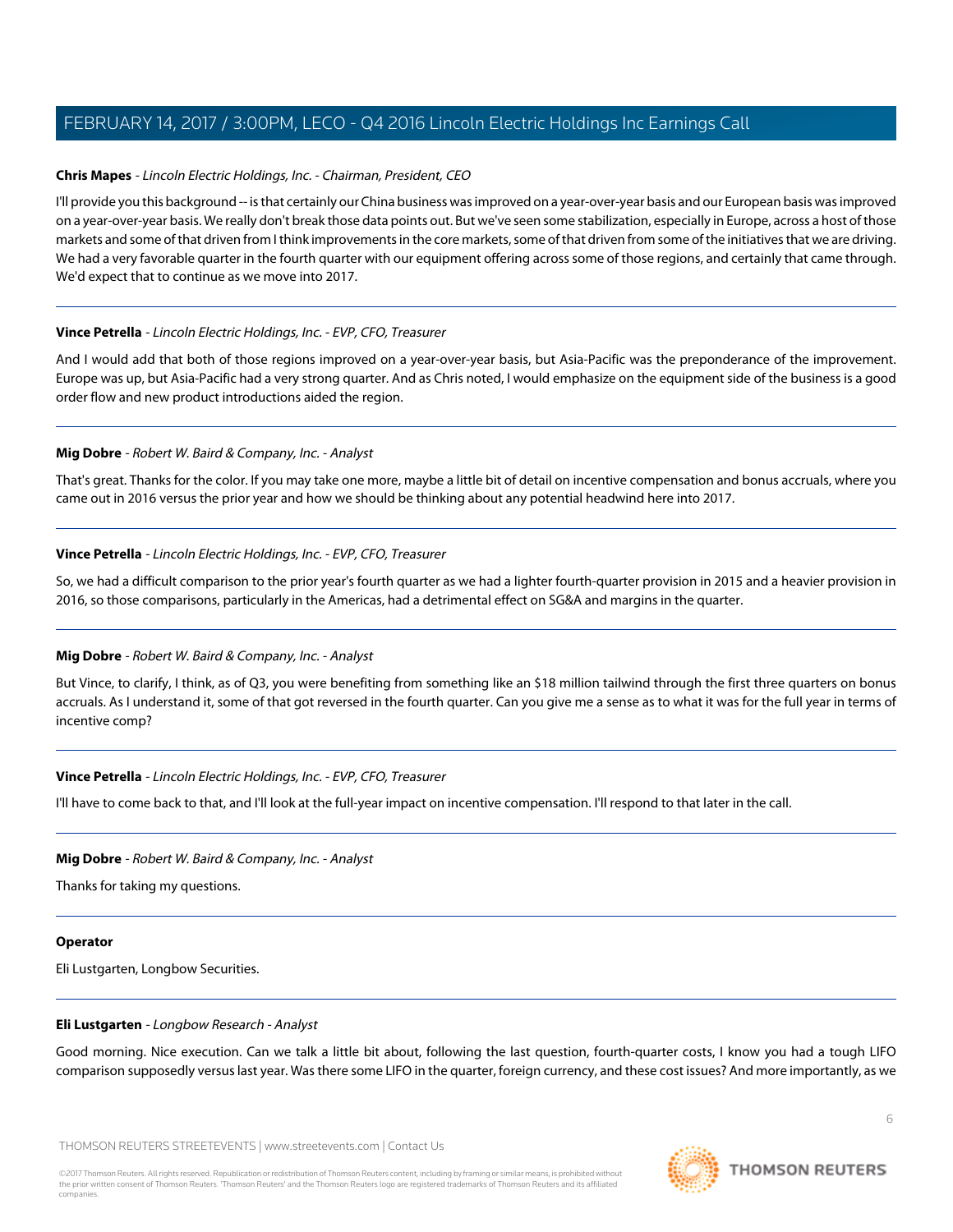**Chris Mapes** - *Lincoln Electric Holdings, Inc. - Chairman, President, CEO*

I'll provide you this background -- is that certainly our China business was improved on a year-over-year basis and our European basis was improved on a year-over-year basis. We really don't break those data points out. But we've seen some stabilization, especially in Europe, across a host of those markets and some of that driven from I think improvements in the core markets, some of that driven from some of the initiatives that we are driving. We had a very favorable quarter in the fourth quarter with our equipment offering across some of those regions, and certainly that came through. We'd expect that to continue as we move into 2017.

---

**Vince Petrella** - *Lincoln Electric Holdings, Inc. - EVP, CFO, Treasurer*

And I would add that both of those regions improved on a year-over-year basis, but Asia-Pacific was the preponderance of the improvement. Europe was up, but Asia-Pacific had a very strong quarter. And as Chris noted, I would emphasize on the equipment side of the business is a good order flow and new product introductions aided the region.

---

**Mig Dobre** - *Robert W. Baird & Company, Inc. - Analyst*

That's great. Thanks for the color. If you may take one more, maybe a little bit of detail on incentive compensation and bonus accruals, where you came out in 2016 versus the prior year and how we should be thinking about any potential headwind here into 2017.

---

**Vince Petrella** - *Lincoln Electric Holdings, Inc. - EVP, CFO, Treasurer*

So, we had a difficult comparison to the prior year's fourth quarter as we had a lighter fourth-quarter provision in 2015 and a heavier provision in 2016, so those comparisons, particularly in the Americas, had a detrimental effect on SG&A and margins in the quarter.

---

**Mig Dobre** - *Robert W. Baird & Company, Inc. - Analyst*

But Vince, to clarify, I think, as of Q3, you were benefiting from something like an $18 million tailwind through the first three quarters on bonus accruals. As I understand it, some of that got reversed in the fourth quarter. Can you give me a sense as to what it was for the full year in terms of incentive comp?

---

**Vince Petrella** - *Lincoln Electric Holdings, Inc. - EVP, CFO, Treasurer*

I'll have to come back to that, and I'll look at the full-year impact on incentive compensation. I'll respond to that later in the call.

---

**Mig Dobre** - *Robert W. Baird & Company, Inc. - Analyst*

Thanks for taking my questions.

---

**Operator**

Eli Lustgarten, Longbow Securities.

---

**Eli Lustgarten** - *Longbow Research - Analyst*

Good morning. Nice execution. Can we talk a little bit about, following the last question, fourth-quarter costs, I know you had a tough LIFO comparison supposedly versus last year. Was there some LIFO in the quarter, foreign currency, and these cost issues? And more importantly, as we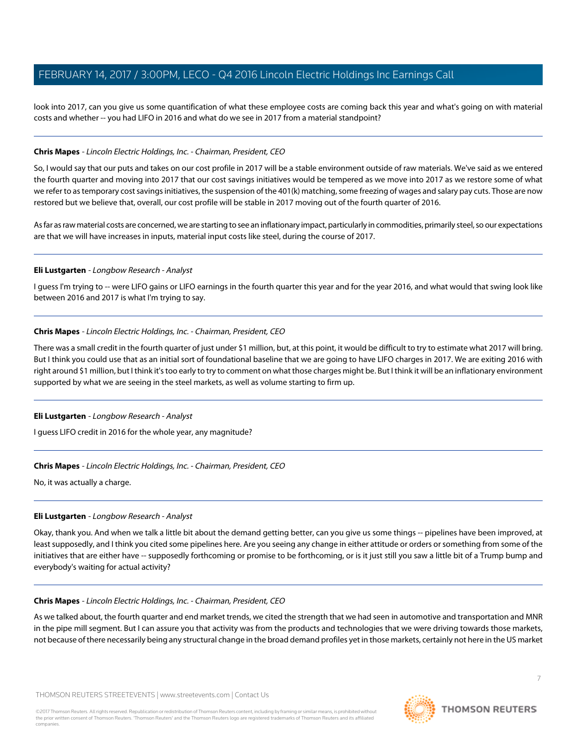look into 2017, can you give us some quantification of what these employee costs are coming back this year and what's going on with material costs and whether -- you had LIFO in 2016 and what do we see in 2017 from a material standpoint?

---

**Chris Mapes** - *Lincoln Electric Holdings, Inc. - Chairman, President, CEO*

So, I would say that our puts and takes on our cost profile in 2017 will be a stable environment outside of raw materials. We've said as we entered the fourth quarter and moving into 2017 that our cost savings initiatives would be tempered as we move into 2017 as we restore some of what we refer to as temporary cost savings initiatives, the suspension of the 401(k) matching, some freezing of wages and salary pay cuts. Those are now restored but we believe that, overall, our cost profile will be stable in 2017 moving out of the fourth quarter of 2016.

As far as raw material costs are concerned, we are starting to see an inflationary impact, particularly in commodities, primarily steel, so our expectations are that we will have increases in inputs, material input costs like steel, during the course of 2017.

---

**Eli Lustgarten** - *Longbow Research - Analyst*

I guess I'm trying to -- were LIFO gains or LIFO earnings in the fourth quarter this year and for the year 2016, and what would that swing look like between 2016 and 2017 is what I'm trying to say.

---

**Chris Mapes** - *Lincoln Electric Holdings, Inc. - Chairman, President, CEO*

There was a small credit in the fourth quarter of just under $1 million, but, at this point, it would be difficult to try to estimate what 2017 will bring. But I think you could use that as an initial sort of foundational baseline that we are going to have LIFO charges in 2017. We are exiting 2016 with right around $1 million, but I think it's too early to try to comment on what those charges might be. But I think it will be an inflationary environment supported by what we are seeing in the steel markets, as well as volume starting to firm up.

---

**Eli Lustgarten** - *Longbow Research - Analyst*

I guess LIFO credit in 2016 for the whole year, any magnitude?

---

**Chris Mapes** - *Lincoln Electric Holdings, Inc. - Chairman, President, CEO*

No, it was actually a charge.

---

**Eli Lustgarten** - *Longbow Research - Analyst*

Okay, thank you. And when we talk a little bit about the demand getting better, can you give us some things -- pipelines have been improved, at least supposedly, and I think you cited some pipelines here. Are you seeing any change in either attitude or orders or something from some of the initiatives that are either have -- supposedly forthcoming or promise to be forthcoming, or is it just still you saw a little bit of a Trump bump and everybody's waiting for actual activity?

---

**Chris Mapes** - *Lincoln Electric Holdings, Inc. - Chairman, President, CEO*

As we talked about, the fourth quarter and end market trends, we cited the strength that we had seen in automotive and transportation and MNR in the pipe mill segment. But I can assure you that activity was from the products and technologies that we were driving towards those markets, not because of there necessarily being any structural change in the broad demand profiles yet in those markets, certainly not here in the US market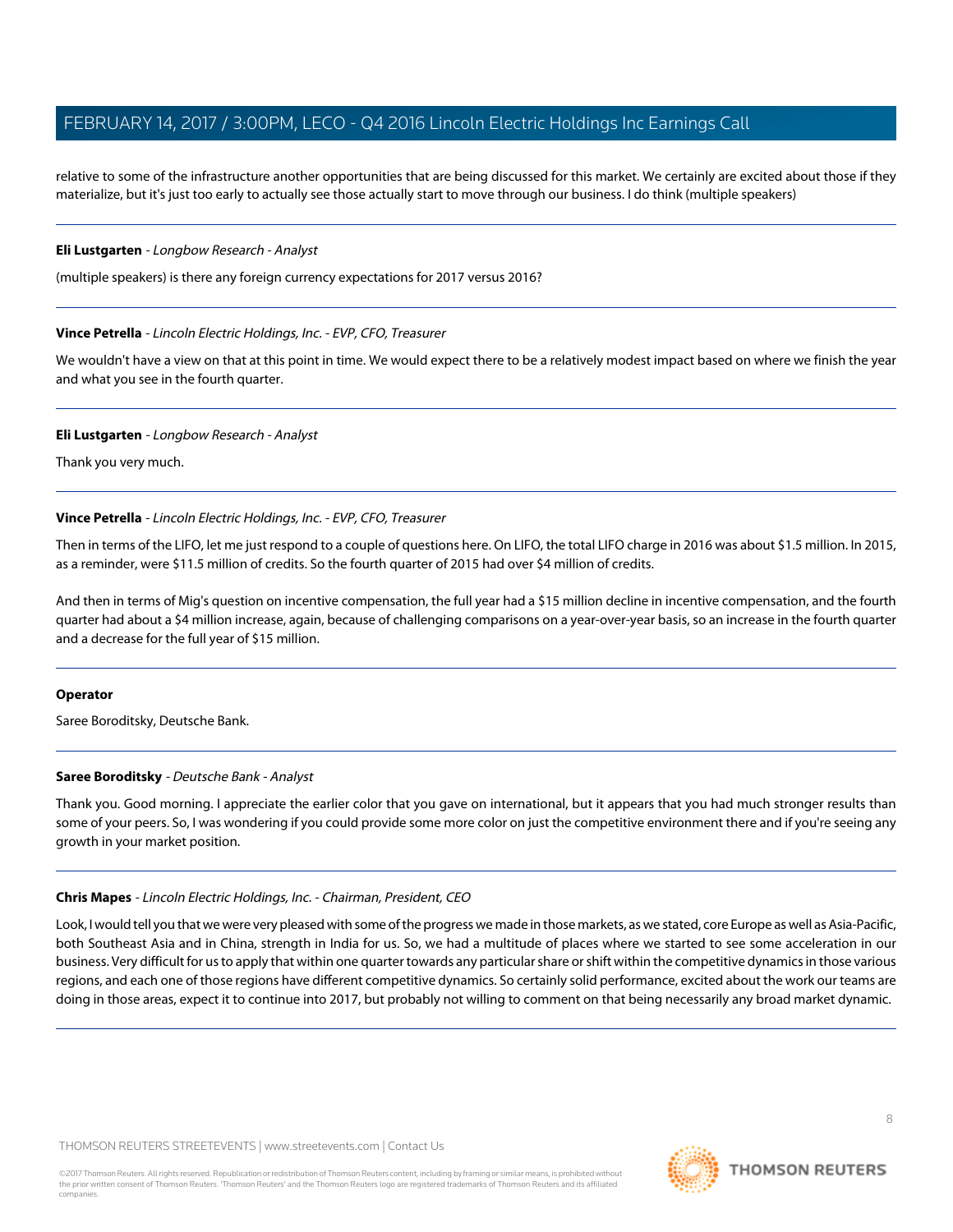relative to some of the infrastructure another opportunities that are being discussed for this market. We certainly are excited about those if they materialize, but it's just too early to actually see those actually start to move through our business. I do think (multiple speakers)

---

**Eli Lustgarten** - *Longbow Research - Analyst*

(multiple speakers) is there any foreign currency expectations for 2017 versus 2016?

---

**Vince Petrella** - *Lincoln Electric Holdings, Inc. - EVP, CFO, Treasurer*

We wouldn't have a view on that at this point in time. We would expect there to be a relatively modest impact based on where we finish the year and what you see in the fourth quarter.

---

**Eli Lustgarten** - *Longbow Research - Analyst*

Thank you very much.

---

**Vince Petrella** - *Lincoln Electric Holdings, Inc. - EVP, CFO, Treasurer*

Then in terms of the LIFO, let me just respond to a couple of questions here. On LIFO, the total LIFO charge in 2016 was about $1.5 million. In 2015, as a reminder, were $11.5 million of credits. So the fourth quarter of 2015 had over $4 million of credits.

And then in terms of Mig's question on incentive compensation, the full year had a $15 million decline in incentive compensation, and the fourth quarter had about a $4 million increase, again, because of challenging comparisons on a year-over-year basis, so an increase in the fourth quarter and a decrease for the full year of $15 million.

---

**Operator**

Saree Boroditsky, Deutsche Bank.

---

**Saree Boroditsky** - *Deutsche Bank - Analyst*

Thank you. Good morning. I appreciate the earlier color that you gave on international, but it appears that you had much stronger results than some of your peers. So, I was wondering if you could provide some more color on just the competitive environment there and if you're seeing any growth in your market position.

---

**Chris Mapes** - *Lincoln Electric Holdings, Inc. - Chairman, President, CEO*

Look, I would tell you that we were very pleased with some of the progress we made in those markets, as we stated, core Europe as well as Asia-Pacific, both Southeast Asia and in China, strength in India for us. So, we had a multitude of places where we started to see some acceleration in our business. Very difficult for us to apply that within one quarter towards any particular share or shift within the competitive dynamics in those various regions, and each one of those regions have different competitive dynamics. So certainly solid performance, excited about the work our teams are doing in those areas, expect it to continue into 2017, but probably not willing to comment on that being necessarily any broad market dynamic.

---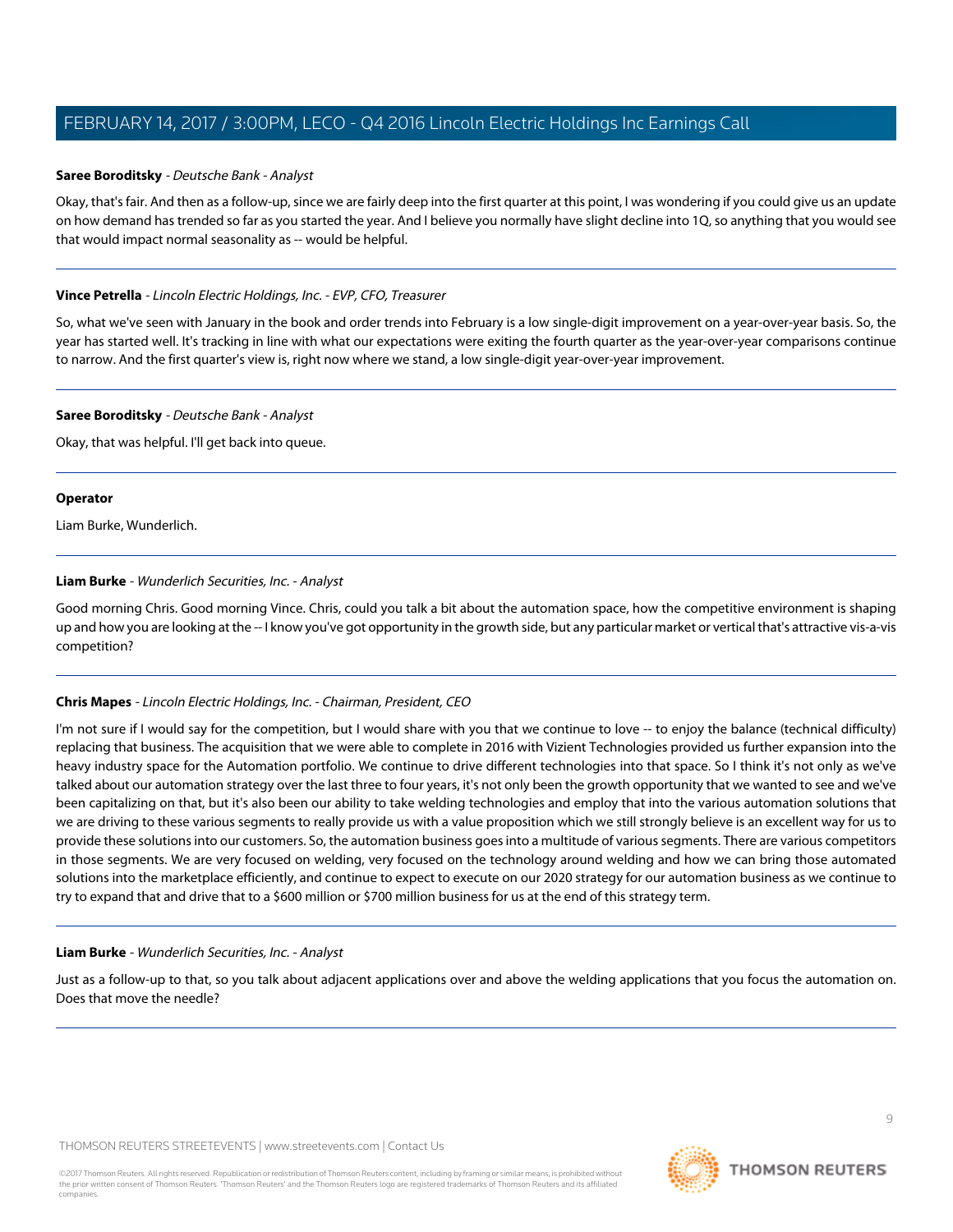**Saree Boroditsky** - *Deutsche Bank - Analyst*

Okay, that's fair. And then as a follow-up, since we are fairly deep into the first quarter at this point, I was wondering if you could give us an update on how demand has trended so far as you started the year. And I believe you normally have slight decline into 1Q, so anything that you would see that would impact normal seasonality as -- would be helpful.

---

**Vince Petrella** - *Lincoln Electric Holdings, Inc. - EVP, CFO, Treasurer*

So, what we've seen with January in the book and order trends into February is a low single-digit improvement on a year-over-year basis. So, the year has started well. It's tracking in line with what our expectations were exiting the fourth quarter as the year-over-year comparisons continue to narrow. And the first quarter's view is, right now where we stand, a low single-digit year-over-year improvement.

---

**Saree Boroditsky** - *Deutsche Bank - Analyst*

Okay, that was helpful. I'll get back into queue.

---

**Operator**

Liam Burke, Wunderlich.

---

**Liam Burke** - *Wunderlich Securities, Inc. - Analyst*

Good morning Chris. Good morning Vince. Chris, could you talk a bit about the automation space, how the competitive environment is shaping up and how you are looking at the -- I know you've got opportunity in the growth side, but any particular market or vertical that's attractive vis-a-vis competition?

---

**Chris Mapes** - *Lincoln Electric Holdings, Inc. - Chairman, President, CEO*

I'm not sure if I would say for the competition, but I would share with you that we continue to love -- to enjoy the balance (technical difficulty) replacing that business. The acquisition that we were able to complete in 2016 with Vizient Technologies provided us further expansion into the heavy industry space for the Automation portfolio. We continue to drive different technologies into that space. So I think it's not only as we've talked about our automation strategy over the last three to four years, it's not only been the growth opportunity that we wanted to see and we've been capitalizing on that, but it's also been our ability to take welding technologies and employ that into the various automation solutions that we are driving to these various segments to really provide us with a value proposition which we still strongly believe is an excellent way for us to provide these solutions into our customers. So, the automation business goes into a multitude of various segments. There are various competitors in those segments. We are very focused on welding, very focused on the technology around welding and how we can bring those automated solutions into the marketplace efficiently, and continue to expect to execute on our 2020 strategy for our automation business as we continue to try to expand that and drive that to a $600 million or $700 million business for us at the end of this strategy term.

---

**Liam Burke** - *Wunderlich Securities, Inc. - Analyst*

Just as a follow-up to that, so you talk about adjacent applications over and above the welding applications that you focus the automation on. Does that move the needle?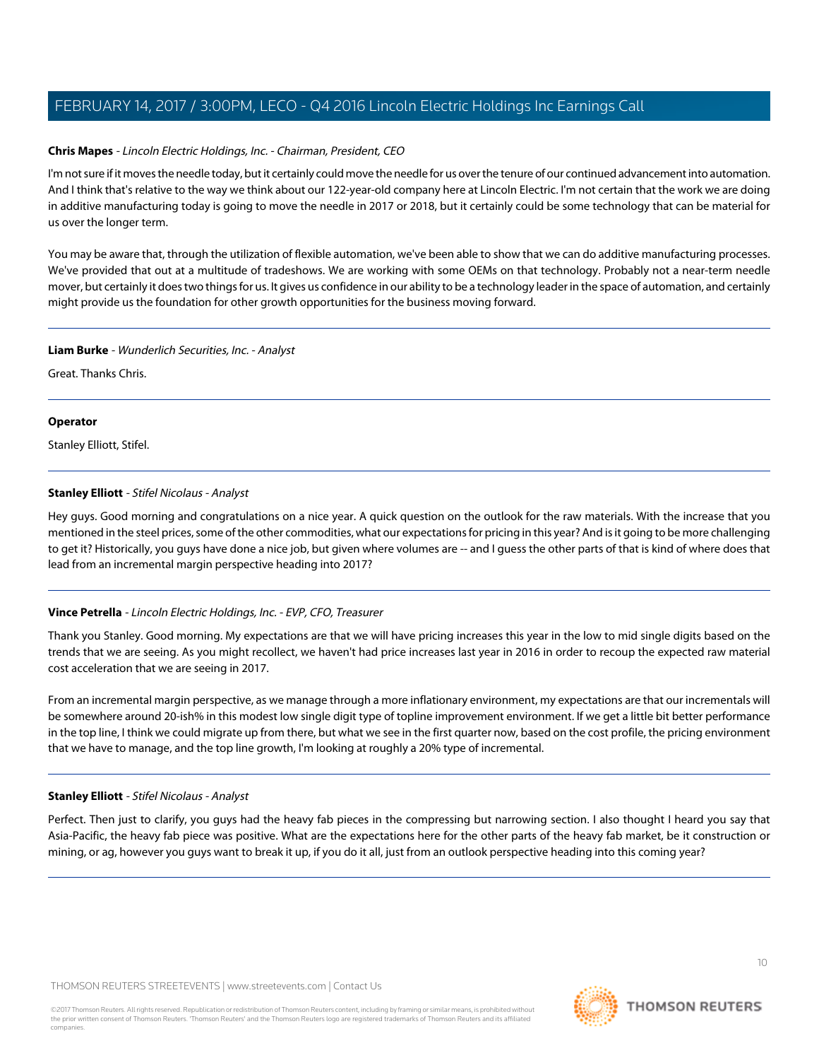**Chris Mapes** - *Lincoln Electric Holdings, Inc. - Chairman, President, CEO*

I'm not sure if it moves the needle today, but it certainly could move the needle for us over the tenure of our continued advancement into automation. And I think that's relative to the way we think about our 122-year-old company here at Lincoln Electric. I'm not certain that the work we are doing in additive manufacturing today is going to move the needle in 2017 or 2018, but it certainly could be some technology that can be material for us over the longer term.

You may be aware that, through the utilization of flexible automation, we've been able to show that we can do additive manufacturing processes. We've provided that out at a multitude of tradeshows. We are working with some OEMs on that technology. Probably not a near-term needle mover, but certainly it does two things for us. It gives us confidence in our ability to be a technology leader in the space of automation, and certainly might provide us the foundation for other growth opportunities for the business moving forward.

---

**Liam Burke** - *Wunderlich Securities, Inc. - Analyst*

Great. Thanks Chris.

---

**Operator**

Stanley Elliott, Stifel.

---

**Stanley Elliott** - *Stifel Nicolaus - Analyst*

Hey guys. Good morning and congratulations on a nice year. A quick question on the outlook for the raw materials. With the increase that you mentioned in the steel prices, some of the other commodities, what our expectations for pricing in this year? And is it going to be more challenging to get it? Historically, you guys have done a nice job, but given where volumes are -- and I guess the other parts of that is kind of where does that lead from an incremental margin perspective heading into 2017?

---

**Vince Petrella** - *Lincoln Electric Holdings, Inc. - EVP, CFO, Treasurer*

Thank you Stanley. Good morning. My expectations are that we will have pricing increases this year in the low to mid single digits based on the trends that we are seeing. As you might recollect, we haven't had price increases last year in 2016 in order to recoup the expected raw material cost acceleration that we are seeing in 2017.

From an incremental margin perspective, as we manage through a more inflationary environment, my expectations are that our incrementals will be somewhere around 20-ish% in this modest low single digit type of topline improvement environment. If we get a little bit better performance in the top line, I think we could migrate up from there, but what we see in the first quarter now, based on the cost profile, the pricing environment that we have to manage, and the top line growth, I'm looking at roughly a 20% type of incremental.

---

**Stanley Elliott** - *Stifel Nicolaus - Analyst*

Perfect. Then just to clarify, you guys had the heavy fab pieces in the compressing but narrowing section. I also thought I heard you say that Asia-Pacific, the heavy fab piece was positive. What are the expectations here for the other parts of the heavy fab market, be it construction or mining, or ag, however you guys want to break it up, if you do it all, just from an outlook perspective heading into this coming year?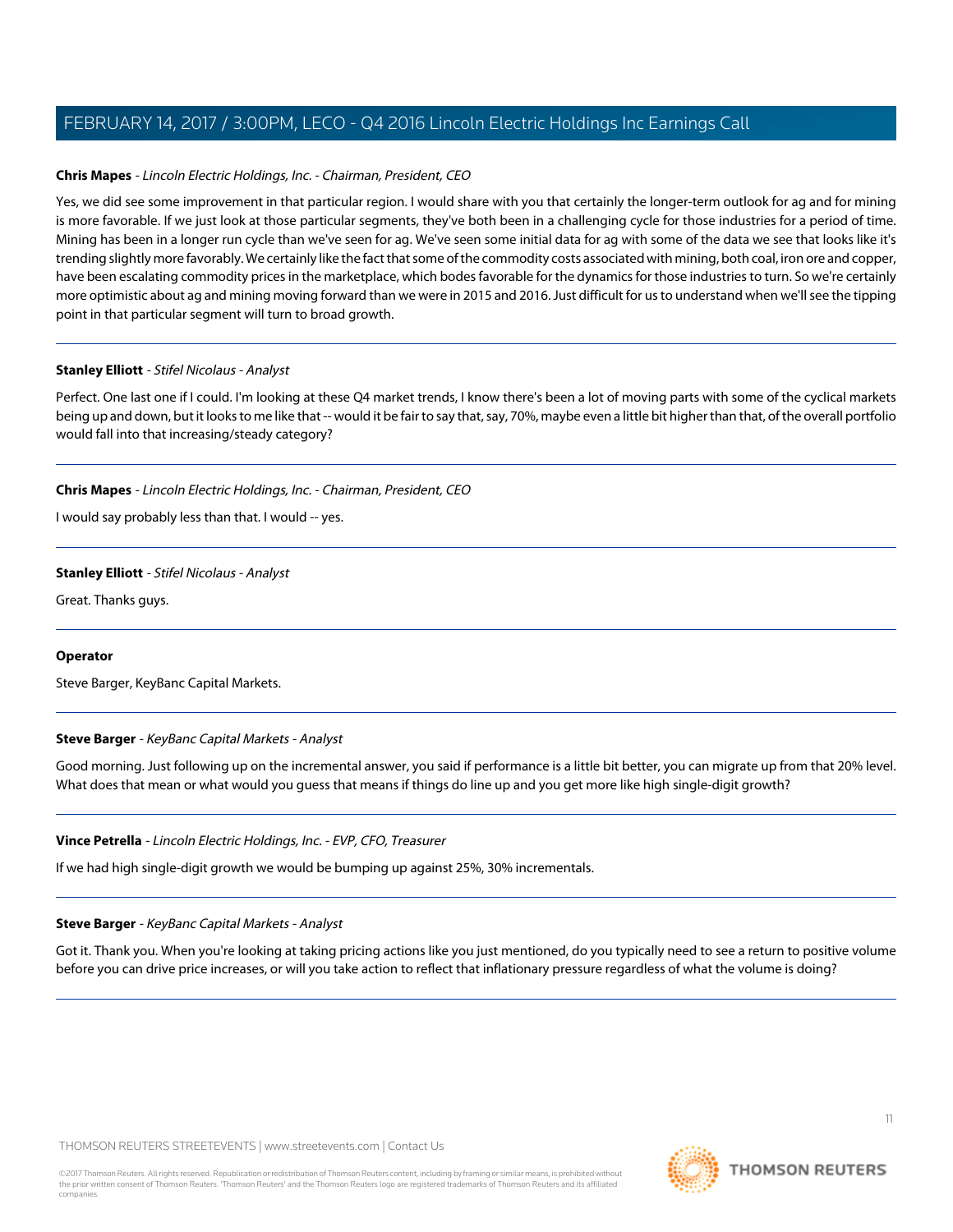**Chris Mapes** - *Lincoln Electric Holdings, Inc. - Chairman, President, CEO*

Yes, we did see some improvement in that particular region. I would share with you that certainly the longer-term outlook for ag and for mining is more favorable. If we just look at those particular segments, they've both been in a challenging cycle for those industries for a period of time. Mining has been in a longer run cycle than we've seen for ag. We've seen some initial data for ag with some of the data we see that looks like it's trending slightly more favorably. We certainly like the fact that some of the commodity costs associated with mining, both coal, iron ore and copper, have been escalating commodity prices in the marketplace, which bodes favorable for the dynamics for those industries to turn. So we're certainly more optimistic about ag and mining moving forward than we were in 2015 and 2016. Just difficult for us to understand when we'll see the tipping point in that particular segment will turn to broad growth.

---

**Stanley Elliott** - *Stifel Nicolaus - Analyst*

Perfect. One last one if I could. I'm looking at these Q4 market trends, I know there's been a lot of moving parts with some of the cyclical markets being up and down, but it looks to me like that -- would it be fair to say that, say, 70%, maybe even a little bit higher than that, of the overall portfolio would fall into that increasing/steady category?

---

**Chris Mapes** - *Lincoln Electric Holdings, Inc. - Chairman, President, CEO*

I would say probably less than that. I would -- yes.

---

**Stanley Elliott** - *Stifel Nicolaus - Analyst*

Great. Thanks guys.

---

**Operator**

Steve Barger, KeyBanc Capital Markets.

---

**Steve Barger** - *KeyBanc Capital Markets - Analyst*

Good morning. Just following up on the incremental answer, you said if performance is a little bit better, you can migrate up from that 20% level. What does that mean or what would you guess that means if things do line up and you get more like high single-digit growth?

---

**Vince Petrella** - *Lincoln Electric Holdings, Inc. - EVP, CFO, Treasurer*

If we had high single-digit growth we would be bumping up against 25%, 30% incrementals.

---

**Steve Barger** - *KeyBanc Capital Markets - Analyst*

Got it. Thank you. When you're looking at taking pricing actions like you just mentioned, do you typically need to see a return to positive volume before you can drive price increases, or will you take action to reflect that inflationary pressure regardless of what the volume is doing?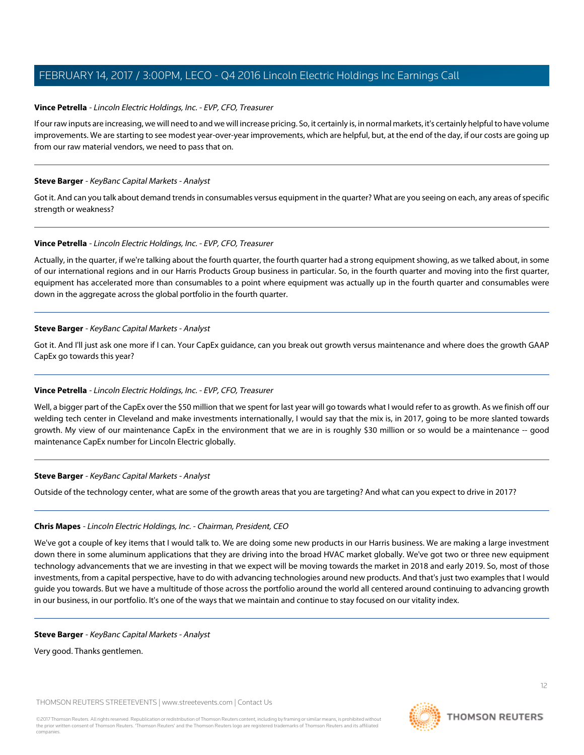**Vince Petrella** - *Lincoln Electric Holdings, Inc. - EVP, CFO, Treasurer*

If our raw inputs are increasing, we will need to and we will increase pricing. So, it certainly is, in normal markets, it's certainly helpful to have volume improvements. We are starting to see modest year-over-year improvements, which are helpful, but, at the end of the day, if our costs are going up from our raw material vendors, we need to pass that on.

---

**Steve Barger** - *KeyBanc Capital Markets - Analyst*

Got it. And can you talk about demand trends in consumables versus equipment in the quarter? What are you seeing on each, any areas of specific strength or weakness?

---

**Vince Petrella** - *Lincoln Electric Holdings, Inc. - EVP, CFO, Treasurer*

Actually, in the quarter, if we're talking about the fourth quarter, the fourth quarter had a strong equipment showing, as we talked about, in some of our international regions and in our Harris Products Group business in particular. So, in the fourth quarter and moving into the first quarter, equipment has accelerated more than consumables to a point where equipment was actually up in the fourth quarter and consumables were down in the aggregate across the global portfolio in the fourth quarter.

---

**Steve Barger** - *KeyBanc Capital Markets - Analyst*

Got it. And I'll just ask one more if I can. Your CapEx guidance, can you break out growth versus maintenance and where does the growth GAAP CapEx go towards this year?

---

**Vince Petrella** - *Lincoln Electric Holdings, Inc. - EVP, CFO, Treasurer*

Well, a bigger part of the CapEx over the $50 million that we spent for last year will go towards what I would refer to as growth. As we finish off our welding tech center in Cleveland and make investments internationally, I would say that the mix is, in 2017, going to be more slanted towards growth. My view of our maintenance CapEx in the environment that we are in is roughly $30 million or so would be a maintenance -- good maintenance CapEx number for Lincoln Electric globally.

---

**Steve Barger** - *KeyBanc Capital Markets - Analyst*

Outside of the technology center, what are some of the growth areas that you are targeting? And what can you expect to drive in 2017?

---

**Chris Mapes** - *Lincoln Electric Holdings, Inc. - Chairman, President, CEO*

We've got a couple of key items that I would talk to. We are doing some new products in our Harris business. We are making a large investment down there in some aluminum applications that they are driving into the broad HVAC market globally. We've got two or three new equipment technology advancements that we are investing in that we expect will be moving towards the market in 2018 and early 2019. So, most of those investments, from a capital perspective, have to do with advancing technologies around new products. And that's just two examples that I would guide you towards. But we have a multitude of those across the portfolio around the world all centered around continuing to advancing growth in our business, in our portfolio. It's one of the ways that we maintain and continue to stay focused on our vitality index.

---

**Steve Barger** - *KeyBanc Capital Markets - Analyst*

Very good. Thanks gentlemen.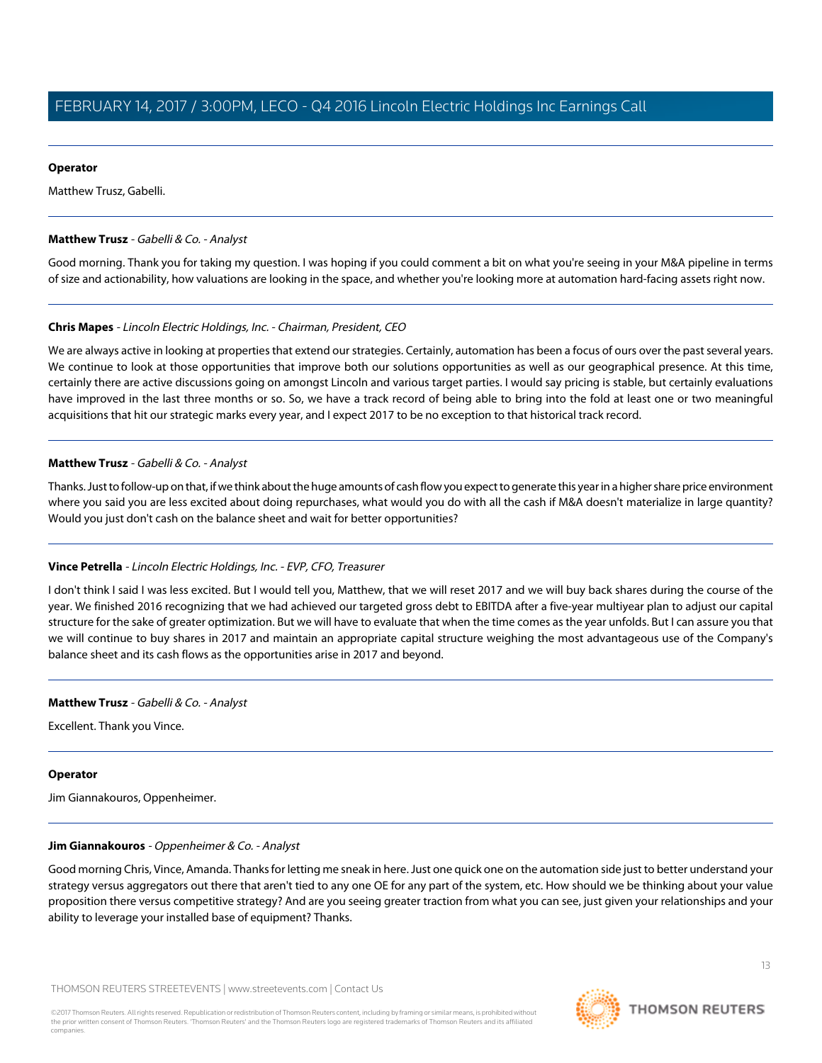**Operator**

Matthew Trusz, Gabelli.

---

**Matthew Trusz** - *Gabelli & Co. - Analyst*

Good morning. Thank you for taking my question. I was hoping if you could comment a bit on what you're seeing in your M&A pipeline in terms of size and actionability, how valuations are looking in the space, and whether you're looking more at automation hard-facing assets right now.

---

**Chris Mapes** - *Lincoln Electric Holdings, Inc. - Chairman, President, CEO*

We are always active in looking at properties that extend our strategies. Certainly, automation has been a focus of ours over the past several years. We continue to look at those opportunities that improve both our solutions opportunities as well as our geographical presence. At this time, certainly there are active discussions going on amongst Lincoln and various target parties. I would say pricing is stable, but certainly evaluations have improved in the last three months or so. So, we have a track record of being able to bring into the fold at least one or two meaningful acquisitions that hit our strategic marks every year, and I expect 2017 to be no exception to that historical track record.

---

**Matthew Trusz** - *Gabelli & Co. - Analyst*

Thanks. Just to follow-up on that, if we think about the huge amounts of cash flow you expect to generate this year in a higher share price environment where you said you are less excited about doing repurchases, what would you do with all the cash if M&A doesn't materialize in large quantity? Would you just don't cash on the balance sheet and wait for better opportunities?

---

**Vince Petrella** - *Lincoln Electric Holdings, Inc. - EVP, CFO, Treasurer*

I don't think I said I was less excited. But I would tell you, Matthew, that we will reset 2017 and we will buy back shares during the course of the year. We finished 2016 recognizing that we had achieved our targeted gross debt to EBITDA after a five-year multiyear plan to adjust our capital structure for the sake of greater optimization. But we will have to evaluate that when the time comes as the year unfolds. But I can assure you that we will continue to buy shares in 2017 and maintain an appropriate capital structure weighing the most advantageous use of the Company's balance sheet and its cash flows as the opportunities arise in 2017 and beyond.

---

**Matthew Trusz** - *Gabelli & Co. - Analyst*

Excellent. Thank you Vince.

---

**Operator**

Jim Giannakouros, Oppenheimer.

---

**Jim Giannakouros** - *Oppenheimer & Co. - Analyst*

Good morning Chris, Vince, Amanda. Thanks for letting me sneak in here. Just one quick one on the automation side just to better understand your strategy versus aggregators out there that aren't tied to any one OE for any part of the system, etc. How should we be thinking about your value proposition there versus competitive strategy? And are you seeing greater traction from what you can see, just given your relationships and your ability to leverage your installed base of equipment? Thanks.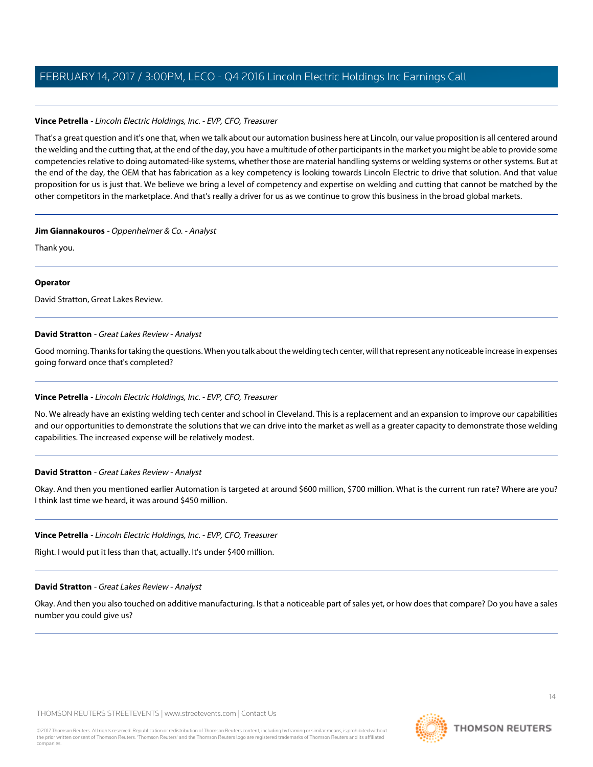**Vince Petrella** - *Lincoln Electric Holdings, Inc. - EVP, CFO, Treasurer*

That's a great question and it's one that, when we talk about our automation business here at Lincoln, our value proposition is all centered around the welding and the cutting that, at the end of the day, you have a multitude of other participants in the market you might be able to provide some competencies relative to doing automated-like systems, whether those are material handling systems or welding systems or other systems. But at the end of the day, the OEM that has fabrication as a key competency is looking towards Lincoln Electric to drive that solution. And that value proposition for us is just that. We believe we bring a level of competency and expertise on welding and cutting that cannot be matched by the other competitors in the marketplace. And that's really a driver for us as we continue to grow this business in the broad global markets.

---

**Jim Giannakouros** - *Oppenheimer & Co. - Analyst*

Thank you.

---

**Operator**

David Stratton, Great Lakes Review.

---

**David Stratton** - *Great Lakes Review - Analyst*

Good morning. Thanks for taking the questions. When you talk about the welding tech center, will that represent any noticeable increase in expenses going forward once that's completed?

---

**Vince Petrella** - *Lincoln Electric Holdings, Inc. - EVP, CFO, Treasurer*

No. We already have an existing welding tech center and school in Cleveland. This is a replacement and an expansion to improve our capabilities and our opportunities to demonstrate the solutions that we can drive into the market as well as a greater capacity to demonstrate those welding capabilities. The increased expense will be relatively modest.

---

**David Stratton** - *Great Lakes Review - Analyst*

Okay. And then you mentioned earlier Automation is targeted at around $600 million, $700 million. What is the current run rate? Where are you? I think last time we heard, it was around $450 million.

---

**Vince Petrella** - *Lincoln Electric Holdings, Inc. - EVP, CFO, Treasurer*

Right. I would put it less than that, actually. It's under $400 million.

---

**David Stratton** - *Great Lakes Review - Analyst*

Okay. And then you also touched on additive manufacturing. Is that a noticeable part of sales yet, or how does that compare? Do you have a sales number you could give us?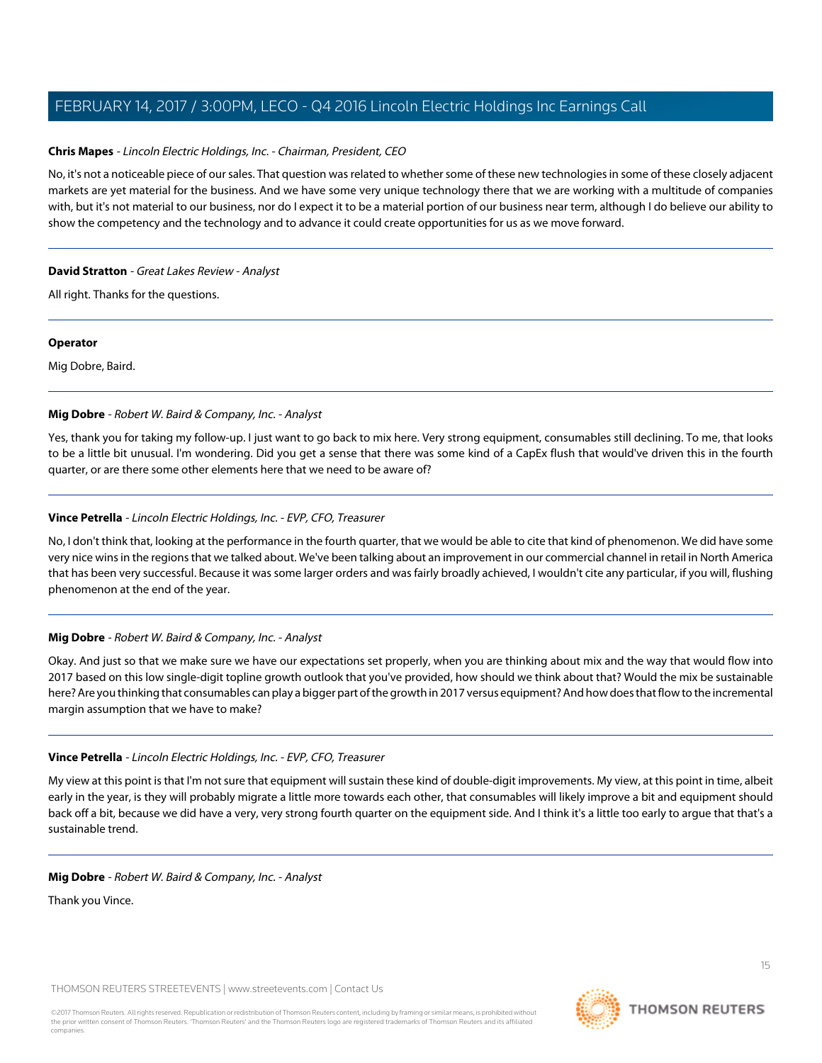**Chris Mapes** - *Lincoln Electric Holdings, Inc. - Chairman, President, CEO*

No, it's not a noticeable piece of our sales. That question was related to whether some of these new technologies in some of these closely adjacent markets are yet material for the business. And we have some very unique technology there that we are working with a multitude of companies with, but it's not material to our business, nor do I expect it to be a material portion of our business near term, although I do believe our ability to show the competency and the technology and to advance it could create opportunities for us as we move forward.

---

**David Stratton** - *Great Lakes Review - Analyst*

All right. Thanks for the questions.

---

**Operator**

Mig Dobre, Baird.

---

**Mig Dobre** - *Robert W. Baird & Company, Inc. - Analyst*

Yes, thank you for taking my follow-up. I just want to go back to mix here. Very strong equipment, consumables still declining. To me, that looks to be a little bit unusual. I'm wondering. Did you get a sense that there was some kind of a CapEx flush that would've driven this in the fourth quarter, or are there some other elements here that we need to be aware of?

---

**Vince Petrella** - *Lincoln Electric Holdings, Inc. - EVP, CFO, Treasurer*

No, I don't think that, looking at the performance in the fourth quarter, that we would be able to cite that kind of phenomenon. We did have some very nice wins in the regions that we talked about. We've been talking about an improvement in our commercial channel in retail in North America that has been very successful. Because it was some larger orders and was fairly broadly achieved, I wouldn't cite any particular, if you will, flushing phenomenon at the end of the year.

---

**Mig Dobre** - *Robert W. Baird & Company, Inc. - Analyst*

Okay. And just so that we make sure we have our expectations set properly, when you are thinking about mix and the way that would flow into 2017 based on this low single-digit topline growth outlook that you've provided, how should we think about that? Would the mix be sustainable here? Are you thinking that consumables can play a bigger part of the growth in 2017 versus equipment? And how does that flow to the incremental margin assumption that we have to make?

---

**Vince Petrella** - *Lincoln Electric Holdings, Inc. - EVP, CFO, Treasurer*

My view at this point is that I'm not sure that equipment will sustain these kind of double-digit improvements. My view, at this point in time, albeit early in the year, is they will probably migrate a little more towards each other, that consumables will likely improve a bit and equipment should back off a bit, because we did have a very, very strong fourth quarter on the equipment side. And I think it's a little too early to argue that that's a sustainable trend.

---

**Mig Dobre** - *Robert W. Baird & Company, Inc. - Analyst*

Thank you Vince.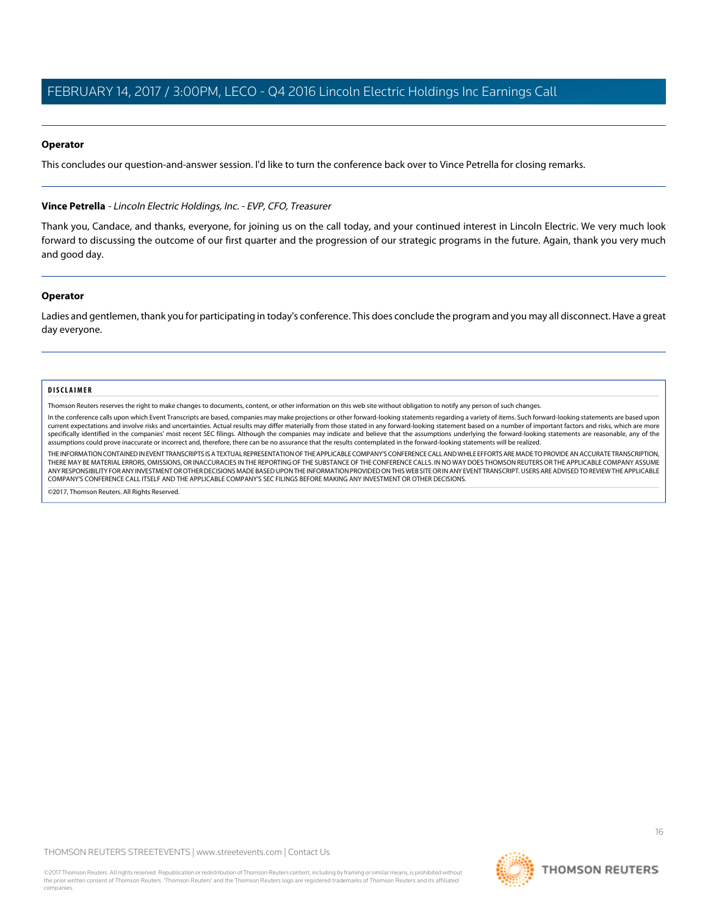**Operator**

This concludes our question-and-answer session. I'd like to turn the conference back over to Vince Petrella for closing remarks.

---

**Vince Petrella** - *Lincoln Electric Holdings, Inc. - EVP, CFO, Treasurer*

Thank you, Candace, and thanks, everyone, for joining us on the call today, and your continued interest in Lincoln Electric. We very much look forward to discussing the outcome of our first quarter and the progression of our strategic programs in the future. Again, thank you very much and good day.

---

**Operator**

Ladies and gentlemen, thank you for participating in today's conference. This does conclude the program and you may all disconnect. Have a great day everyone.

---

**DISCLAIMER**

Thomson Reuters reserves the right to make changes to documents, content, or other information on this web site without obligation to notify any person of such changes.

In the conference calls upon which Event Transcripts are based, companies may make projections or other forward-looking statements regarding a variety of items. Such forward-looking statements are based upon current expectations and involve risks and uncertainties. Actual results may differ materially from those stated in any forward-looking statement based on a number of important factors and risks, which are more specifically identified in the companies' most recent SEC filings. Although the companies may indicate and believe that the assumptions underlying the forward-looking statements are reasonable, any of the assumptions could prove inaccurate or incorrect and, therefore, there can be no assurance that the results contemplated in the forward-looking statements will be realized.

THE INFORMATION CONTAINED IN EVENT TRANSCRIPTS IS A TEXTUAL REPRESENTATION OF THE APPLICABLE COMPANY'S CONFERENCE CALL AND WHILE EFFORTS ARE MADE TO PROVIDE AN ACCURATE TRANSCRIPTION, THERE MAY BE MATERIAL ERRORS, OMISSIONS, OR INACCURACIES IN THE REPORTING OF THE SUBSTANCE OF THE CONFERENCE CALLS. IN NO WAY DOES THOMSON REUTERS OR THE APPLICABLE COMPANY ASSUME ANY RESPONSIBILITY FOR ANY INVESTMENT OR OTHER DECISIONS MADE BASED UPON THE INFORMATION PROVIDED ON THIS WEB SITE OR IN ANY EVENT TRANSCRIPT. USERS ARE ADVISED TO REVIEW THE APPLICABLE COMPANY'S CONFERENCE CALL ITSELF AND THE APPLICABLE COMPANY'S SEC FILINGS BEFORE MAKING ANY INVESTMENT OR OTHER DECISIONS.

©2017, Thomson Reuters. All Rights Reserved.